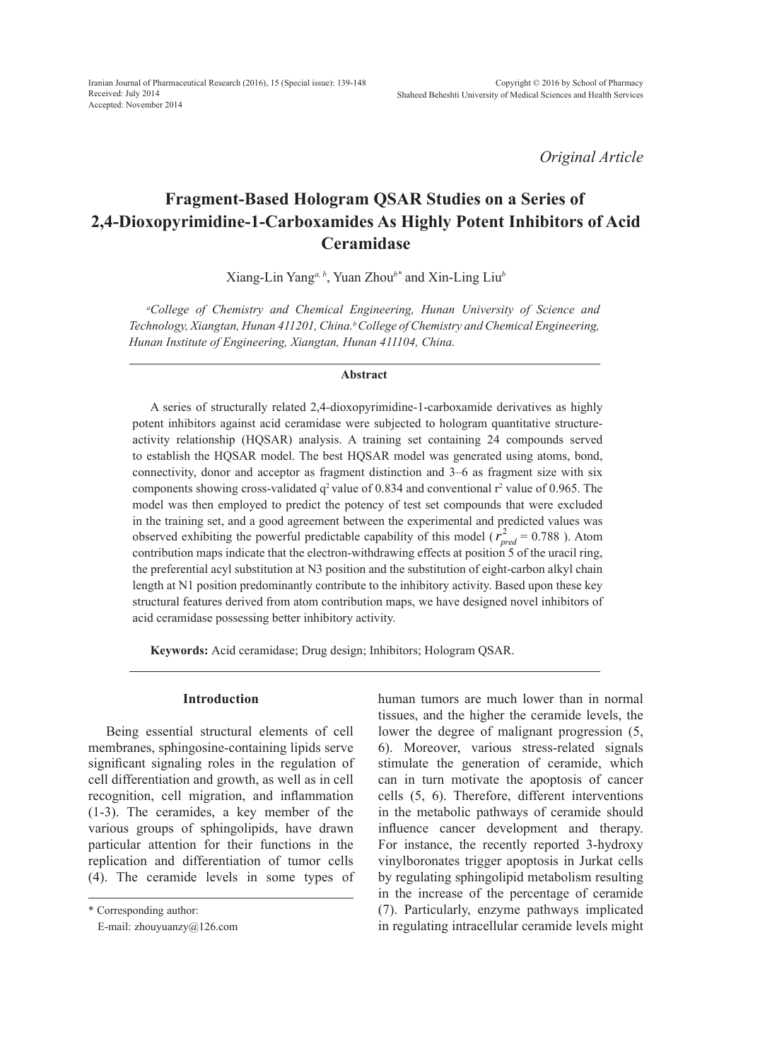Received: July 2014
Accepted: November 2014

*Original Article*

# Fragment-Based Hologram QSAR Studies on a Series of 2,4-Dioxopyrimidine-1-Carboxamides As Highly Potent Inhibitors of Acid Ceramidase

Xiang-Lin Yang[a, b], Yuan Zhou[b*] and Xin-Ling Liu[b]

[a]*College of Chemistry and Chemical Engineering, Hunan University of Science and Technology, Xiangtan, Hunan 411201, China.* [b]*College of Chemistry and Chemical Engineering, Hunan Institute of Engineering, Xiangtan, Hunan 411104, China.*

### Abstract

A series of structurally related 2,4-dioxopyrimidine-1-carboxamide derivatives as highly potent inhibitors against acid ceramidase were subjected to hologram quantitative structure-activity relationship (HQSAR) analysis. A training set containing 24 compounds served to establish the HQSAR model. The best HQSAR model was generated using atoms, bond, connectivity, donor and acceptor as fragment distinction and 3–6 as fragment size with six components showing cross-validated $q^2$ value of 0.834 and conventional $r^2$ value of 0.965. The model was then employed to predict the potency of test set compounds that were excluded in the training set, and a good agreement between the experimental and predicted values was observed exhibiting the powerful predictable capability of this model ( $r^2_{pred}$ = 0.788 ). Atom contribution maps indicate that the electron-withdrawing effects at position 5 of the uracil ring, the preferential acyl substitution at N3 position and the substitution of eight-carbon alkyl chain length at N1 position predominantly contribute to the inhibitory activity. Based upon these key structural features derived from atom contribution maps, we have designed novel inhibitors of acid ceramidase possessing better inhibitory activity.

**Keywords:** Acid ceramidase; Drug design; Inhibitors; Hologram QSAR.

## Introduction

Being essential structural elements of cell membranes, sphingosine-containing lipids serve significant signaling roles in the regulation of cell differentiation and growth, as well as in cell recognition, cell migration, and inflammation (1-3). The ceramides, a key member of the various groups of sphingolipids, have drawn particular attention for their functions in the replication and differentiation of tumor cells (4). The ceramide levels in some types of human tumors are much lower than in normal tissues, and the higher the ceramide levels, the lower the degree of malignant progression (5, 6). Moreover, various stress-related signals stimulate the generation of ceramide, which can in turn motivate the apoptosis of cancer cells (5, 6). Therefore, different interventions in the metabolic pathways of ceramide should influence cancer development and therapy. For instance, the recently reported 3-hydroxy vinylboronates trigger apoptosis in Jurkat cells by regulating sphingolipid metabolism resulting in the increase of the percentage of ceramide (7). Particularly, enzyme pathways implicated in regulating intracellular ceramide levels might

\* Corresponding author:
E-mail: zhouyuanzy@126.com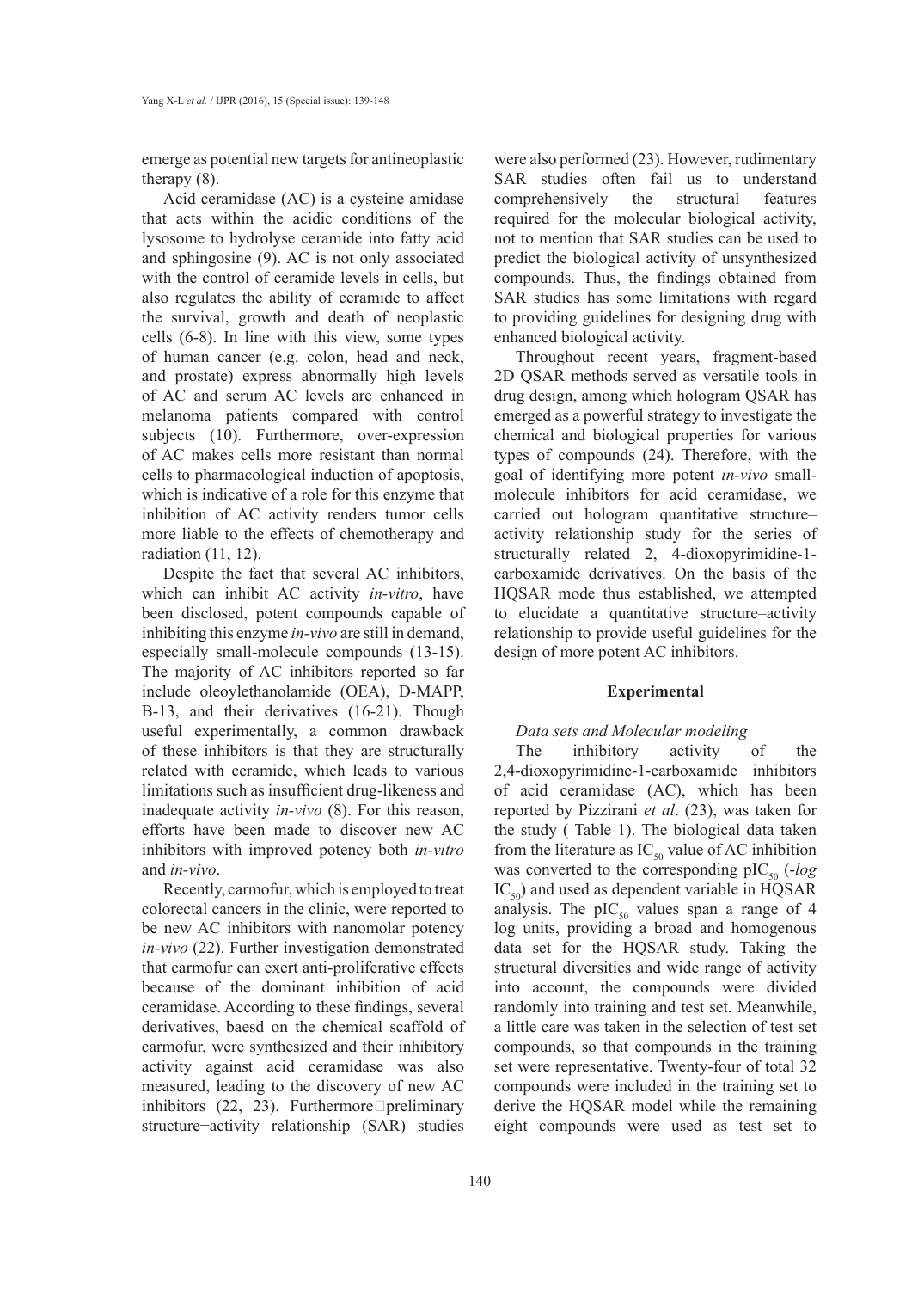emerge as potential new targets for antineoplastic therapy (8).

Acid ceramidase (AC) is a cysteine amidase that acts within the acidic conditions of the lysosome to hydrolyse ceramide into fatty acid and sphingosine (9). AC is not only associated with the control of ceramide levels in cells, but also regulates the ability of ceramide to affect the survival, growth and death of neoplastic cells (6-8). In line with this view, some types of human cancer (e.g. colon, head and neck, and prostate) express abnormally high levels of AC and serum AC levels are enhanced in melanoma patients compared with control subjects (10). Furthermore, over-expression of AC makes cells more resistant than normal cells to pharmacological induction of apoptosis, which is indicative of a role for this enzyme that inhibition of AC activity renders tumor cells more liable to the effects of chemotherapy and radiation (11, 12).

Despite the fact that several AC inhibitors, which can inhibit AC activity *in-vitro*, have been disclosed, potent compounds capable of inhibiting this enzyme *in-vivo* are still in demand, especially small-molecule compounds (13-15). The majority of AC inhibitors reported so far include oleoylethanolamide (OEA), D-MAPP, B-13, and their derivatives (16-21). Though useful experimentally, a common drawback of these inhibitors is that they are structurally related with ceramide, which leads to various limitations such as insufficient drug-likeness and inadequate activity *in-vivo* (8). For this reason, efforts have been made to discover new AC inhibitors with improved potency both *in-vitro* and *in-vivo*.

Recently, carmofur, which is employed to treat colorectal cancers in the clinic, were reported to be new AC inhibitors with nanomolar potency *in-vivo* (22). Further investigation demonstrated that carmofur can exert anti-proliferative effects because of the dominant inhibition of acid ceramidase. According to these findings, several derivatives, baesd on the chemical scaffold of carmofur, were synthesized and their inhibitory activity against acid ceramidase was also measured, leading to the discovery of new AC inhibitors (22, 23). Furthermore preliminary structure−activity relationship (SAR) studies were also performed (23). However, rudimentary SAR studies often fail us to understand comprehensively the structural features required for the molecular biological activity, not to mention that SAR studies can be used to predict the biological activity of unsynthesized compounds. Thus, the findings obtained from SAR studies has some limitations with regard to providing guidelines for designing drug with enhanced biological activity.

Throughout recent years, fragment-based 2D QSAR methods served as versatile tools in drug design, among which hologram QSAR has emerged as a powerful strategy to investigate the chemical and biological properties for various types of compounds (24). Therefore, with the goal of identifying more potent *in-vivo* small-molecule inhibitors for acid ceramidase, we carried out hologram quantitative structure–activity relationship study for the series of structurally related 2, 4-dioxopyrimidine-1-carboxamide derivatives. On the basis of the HQSAR mode thus established, we attempted to elucidate a quantitative structure–activity relationship to provide useful guidelines for the design of more potent AC inhibitors.

## Experimental

### *Data sets and Molecular modeling*

The inhibitory activity of the 2,4-dioxopyrimidine-1-carboxamide inhibitors of acid ceramidase (AC), which has been reported by Pizzirani *et al*. (23), was taken for the study ( Table 1). The biological data taken from the literature as $IC_{50}$ value of AC inhibition was converted to the corresponding $pIC_{50}$ ($-log\ IC_{50}$) and used as dependent variable in HQSAR analysis. The $pIC_{50}$ values span a range of 4 log units, providing a broad and homogenous data set for the HQSAR study. Taking the structural diversities and wide range of activity into account, the compounds were divided randomly into training and test set. Meanwhile, a little care was taken in the selection of test set compounds, so that compounds in the training set were representative. Twenty-four of total 32 compounds were included in the training set to derive the HQSAR model while the remaining eight compounds were used as test set to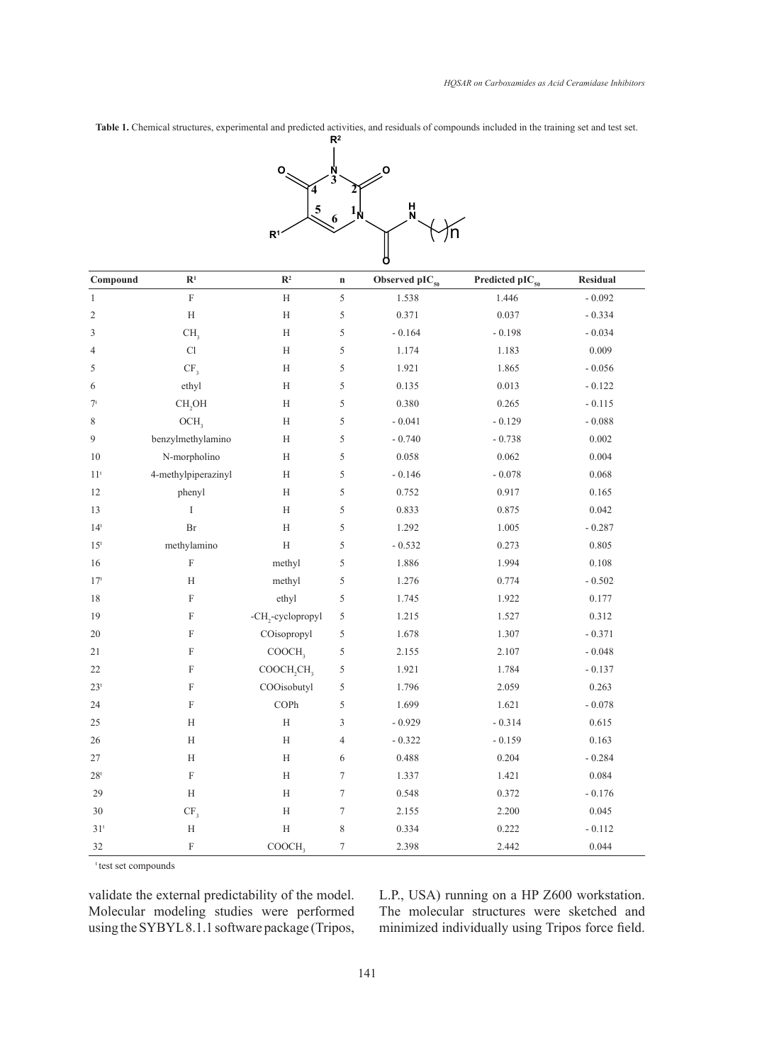**Table 1.** Chemical structures, experimental and predicted activities, and residuals of compounds included in the training set and test set.

| Compound | $R^1$ | $R^2$ | n | Observed $pIC_{50}$ | Predicted $pIC_{50}$ | Residual |
|---|---|---|---|---|---|---|
| 1 | F | H | 5 | 1.538 | 1.446 | - 0.092 |
| 2 | H | H | 5 | 0.371 | 0.037 | - 0.334 |
| 3 | $CH_3$ | H | 5 | - 0.164 | - 0.198 | - 0.034 |
| 4 | Cl | H | 5 | 1.174 | 1.183 | 0.009 |
| 5 | $CF_3$ | H | 5 | 1.921 | 1.865 | - 0.056 |
| 6 | ethyl | H | 5 | 0.135 | 0.013 | - 0.122 |
| 7[t] | $CH_2OH$ | H | 5 | 0.380 | 0.265 | - 0.115 |
| 8 | $OCH_3$ | H | 5 | - 0.041 | - 0.129 | - 0.088 |
| 9 | benzylmethylamino | H | 5 | - 0.740 | - 0.738 | 0.002 |
| 10 | N-morpholino | H | 5 | 0.058 | 0.062 | 0.004 |
| 11[t] | 4-methylpiperazinyl | H | 5 | - 0.146 | - 0.078 | 0.068 |
| 12 | phenyl | H | 5 | 0.752 | 0.917 | 0.165 |
| 13 | I | H | 5 | 0.833 | 0.875 | 0.042 |
| 14[t] | Br | H | 5 | 1.292 | 1.005 | - 0.287 |
| 15[t] | methylamino | H | 5 | - 0.532 | 0.273 | 0.805 |
| 16 | F | methyl | 5 | 1.886 | 1.994 | 0.108 |
| 17[t] | H | methyl | 5 | 1.276 | 0.774 | - 0.502 |
| 18 | F | ethyl | 5 | 1.745 | 1.922 | 0.177 |
| 19 | F | $-CH_2$-cyclopropyl | 5 | 1.215 | 1.527 | 0.312 |
| 20 | F | COisopropyl | 5 | 1.678 | 1.307 | - 0.371 |
| 21 | F | $COOCH_3$ | 5 | 2.155 | 2.107 | - 0.048 |
| 22 | F | $COOCH_2CH_3$ | 5 | 1.921 | 1.784 | - 0.137 |
| 23[t] | F | COOisobutyl | 5 | 1.796 | 2.059 | 0.263 |
| 24 | F | COPh | 5 | 1.699 | 1.621 | - 0.078 |
| 25 | H | H | 3 | - 0.929 | - 0.314 | 0.615 |
| 26 | H | H | 4 | - 0.322 | - 0.159 | 0.163 |
| 27 | H | H | 6 | 0.488 | 0.204 | - 0.284 |
| 28[t] | F | H | 7 | 1.337 | 1.421 | 0.084 |
| 29 | H | H | 7 | 0.548 | 0.372 | - 0.176 |
| 30 | $CF_3$ | H | 7 | 2.155 | 2.200 | 0.045 |
| 31[t] | H | H | 8 | 0.334 | 0.222 | - 0.112 |
| 32 | F | $COOCH_3$ | 7 | 2.398 | 2.442 | 0.044 |

[t] test set compounds

validate the external predictability of the model. Molecular modeling studies were performed using the SYBYL 8.1.1 software package (Tripos, L.P., USA) running on a HP Z600 workstation. The molecular structures were sketched and minimized individually using Tripos force field.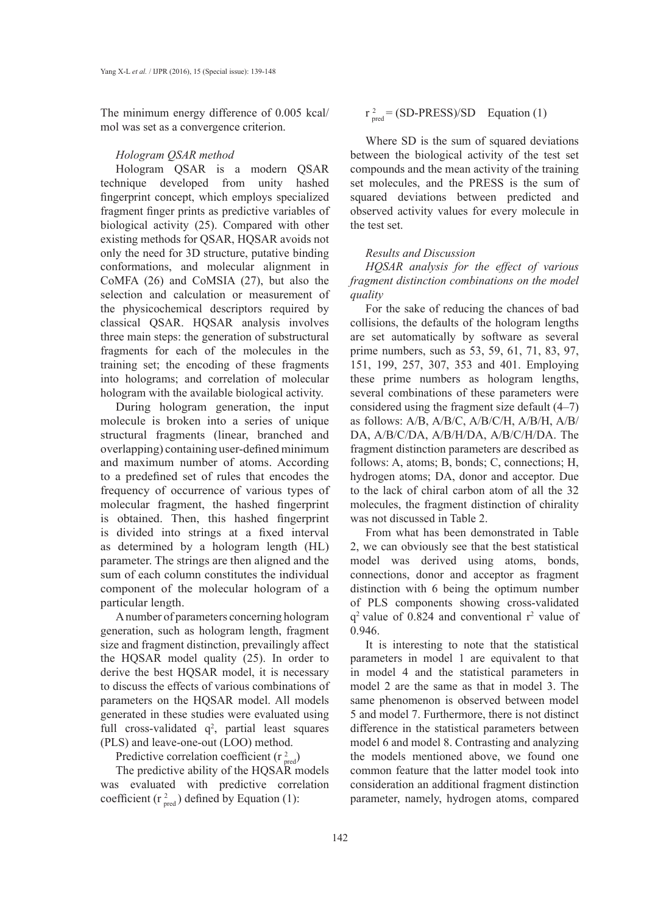The minimum energy difference of 0.005 kcal/mol was set as a convergence criterion.

*Hologram QSAR method*

Hologram QSAR is a modern QSAR technique developed from unity hashed fingerprint concept, which employs specialized fragment finger prints as predictive variables of biological activity (25). Compared with other existing methods for QSAR, HQSAR avoids not only the need for 3D structure, putative binding conformations, and molecular alignment in CoMFA (26) and CoMSIA (27), but also the selection and calculation or measurement of the physicochemical descriptors required by classical QSAR. HQSAR analysis involves three main steps: the generation of substructural fragments for each of the molecules in the training set; the encoding of these fragments into holograms; and correlation of molecular hologram with the available biological activity.

During hologram generation, the input molecule is broken into a series of unique structural fragments (linear, branched and overlapping) containing user-defined minimum and maximum number of atoms. According to a predefined set of rules that encodes the frequency of occurrence of various types of molecular fragment, the hashed fingerprint is obtained. Then, this hashed fingerprint is divided into strings at a fixed interval as determined by a hologram length (HL) parameter. The strings are then aligned and the sum of each column constitutes the individual component of the molecular hologram of a particular length.

A number of parameters concerning hologram generation, such as hologram length, fragment size and fragment distinction, prevailingly affect the HQSAR model quality (25). In order to derive the best HQSAR model, it is necessary to discuss the effects of various combinations of parameters on the HQSAR model. All models generated in these studies were evaluated using full cross-validated $q^2$, partial least squares (PLS) and leave-one-out (LOO) method.

Predictive correlation coefficient ($r^2_{pred}$)

The predictive ability of the HQSAR models was evaluated with predictive correlation coefficient ($r^2_{pred}$) defined by Equation (1):

$$r^2_{pred} = (SD\text{-}PRESS)/SD \quad \text{Equation (1)}$$

Where SD is the sum of squared deviations between the biological activity of the test set compounds and the mean activity of the training set molecules, and the PRESS is the sum of squared deviations between predicted and observed activity values for every molecule in the test set.

*Results and Discussion*

*HQSAR analysis for the effect of various fragment distinction combinations on the model quality*

For the sake of reducing the chances of bad collisions, the defaults of the hologram lengths are set automatically by software as several prime numbers, such as 53, 59, 61, 71, 83, 97, 151, 199, 257, 307, 353 and 401. Employing these prime numbers as hologram lengths, several combinations of these parameters were considered using the fragment size default (4–7) as follows: A/B, A/B/C, A/B/C/H, A/B/H, A/B/DA, A/B/C/DA, A/B/H/DA, A/B/C/H/DA. The fragment distinction parameters are described as follows: A, atoms; B, bonds; C, connections; H, hydrogen atoms; DA, donor and acceptor. Due to the lack of chiral carbon atom of all the 32 molecules, the fragment distinction of chirality was not discussed in Table 2.

From what has been demonstrated in Table 2, we can obviously see that the best statistical model was derived using atoms, bonds, connections, donor and acceptor as fragment distinction with 6 being the optimum number of PLS components showing cross-validated $q^2$ value of 0.824 and conventional $r^2$ value of 0.946.

It is interesting to note that the statistical parameters in model 1 are equivalent to that in model 4 and the statistical parameters in model 2 are the same as that in model 3. The same phenomenon is observed between model 5 and model 7. Furthermore, there is not distinct difference in the statistical parameters between model 6 and model 8. Contrasting and analyzing the models mentioned above, we found one common feature that the latter model took into consideration an additional fragment distinction parameter, namely, hydrogen atoms, compared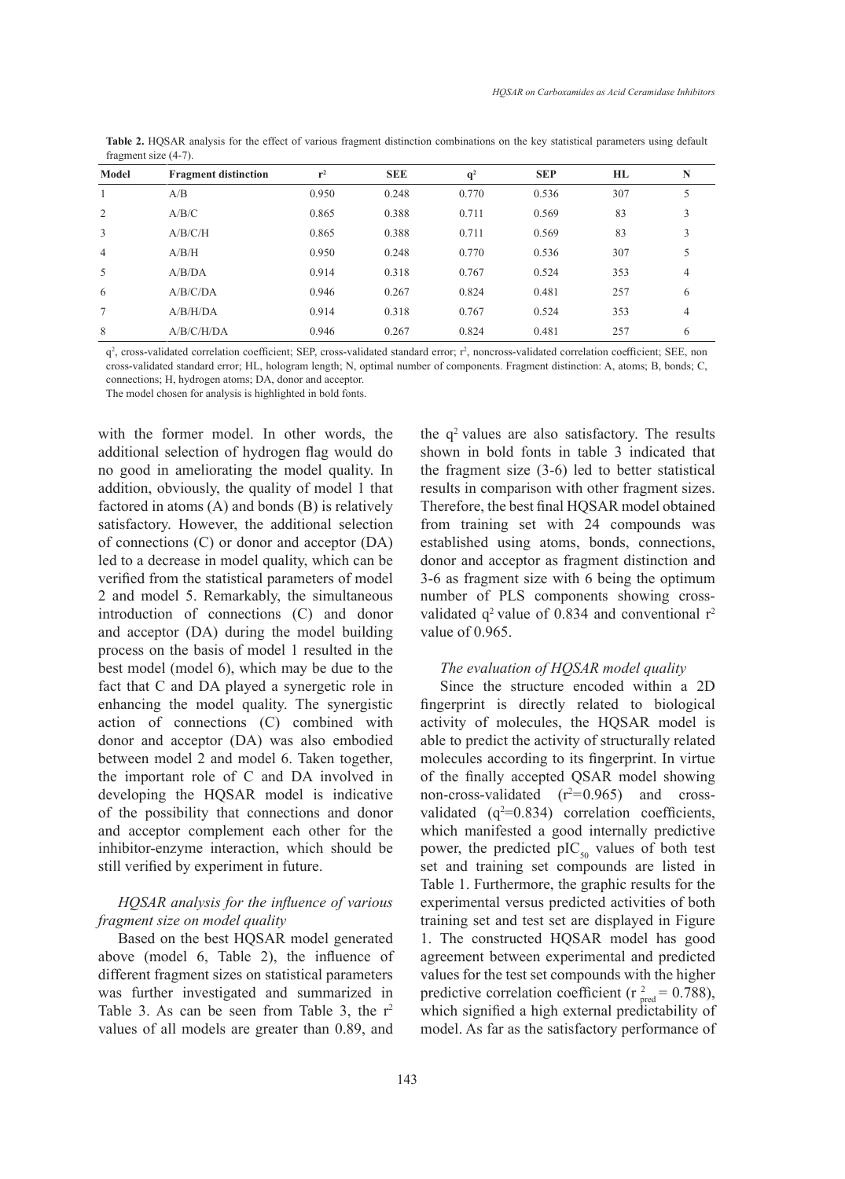**Table 2.** HQSAR analysis for the effect of various fragment distinction combinations on the key statistical parameters using default fragment size (4-7).

| Model | Fragment distinction | $r^2$ | SEE | $q^2$ | SEP | HL | N |
|---|---|---|---|---|---|---|---|
| 1 | A/B | 0.950 | 0.248 | 0.770 | 0.536 | 307 | 5 |
| 2 | A/B/C | 0.865 | 0.388 | 0.711 | 0.569 | 83 | 3 |
| 3 | A/B/C/H | 0.865 | 0.388 | 0.711 | 0.569 | 83 | 3 |
| 4 | A/B/H | 0.950 | 0.248 | 0.770 | 0.536 | 307 | 5 |
| 5 | A/B/DA | 0.914 | 0.318 | 0.767 | 0.524 | 353 | 4 |
| 6 | A/B/C/DA | 0.946 | 0.267 | 0.824 | 0.481 | 257 | 6 |
| 7 | A/B/H/DA | 0.914 | 0.318 | 0.767 | 0.524 | 353 | 4 |
| 8 | A/B/C/H/DA | 0.946 | 0.267 | 0.824 | 0.481 | 257 | 6 |

$q^2$, cross-validated correlation coefficient; SEP, cross-validated standard error; $r^2$, noncross-validated correlation coefficient; SEE, non cross-validated standard error; HL, hologram length; N, optimal number of components. Fragment distinction: A, atoms; B, bonds; C, connections; H, hydrogen atoms; DA, donor and acceptor.
The model chosen for analysis is highlighted in bold fonts.

with the former model. In other words, the additional selection of hydrogen flag would do no good in ameliorating the model quality. In addition, obviously, the quality of model 1 that factored in atoms (A) and bonds (B) is relatively satisfactory. However, the additional selection of connections (C) or donor and acceptor (DA) led to a decrease in model quality, which can be verified from the statistical parameters of model 2 and model 5. Remarkably, the simultaneous introduction of connections (C) and donor and acceptor (DA) during the model building process on the basis of model 1 resulted in the best model (model 6), which may be due to the fact that C and DA played a synergetic role in enhancing the model quality. The synergistic action of connections (C) combined with donor and acceptor (DA) was also embodied between model 2 and model 6. Taken together, the important role of C and DA involved in developing the HQSAR model is indicative of the possibility that connections and donor and acceptor complement each other for the inhibitor-enzyme interaction, which should be still verified by experiment in future.

### *HQSAR analysis for the influence of various fragment size on model quality*

Based on the best HQSAR model generated above (model 6, Table 2), the influence of different fragment sizes on statistical parameters was further investigated and summarized in Table 3. As can be seen from Table 3, the $r^2$ values of all models are greater than 0.89, and the $q^2$ values are also satisfactory. The results shown in bold fonts in table 3 indicated that the fragment size (3-6) led to better statistical results in comparison with other fragment sizes. Therefore, the best final HQSAR model obtained from training set with 24 compounds was established using atoms, bonds, connections, donor and acceptor as fragment distinction and 3-6 as fragment size with 6 being the optimum number of PLS components showing cross-validated $q^2$ value of 0.834 and conventional $r^2$ value of 0.965.

### *The evaluation of HQSAR model quality*

Since the structure encoded within a 2D fingerprint is directly related to biological activity of molecules, the HQSAR model is able to predict the activity of structurally related molecules according to its fingerprint. In virtue of the finally accepted QSAR model showing non-cross-validated ($r^2$=0.965) and cross-validated ($q^2$=0.834) correlation coefficients, which manifested a good internally predictive power, the predicted $pIC_{50}$ values of both test set and training set compounds are listed in Table 1. Furthermore, the graphic results for the experimental versus predicted activities of both training set and test set are displayed in Figure 1. The constructed HQSAR model has good agreement between experimental and predicted values for the test set compounds with the higher predictive correlation coefficient ($r^2_{pred}$ = 0.788), which signified a high external predictability of model. As far as the satisfactory performance of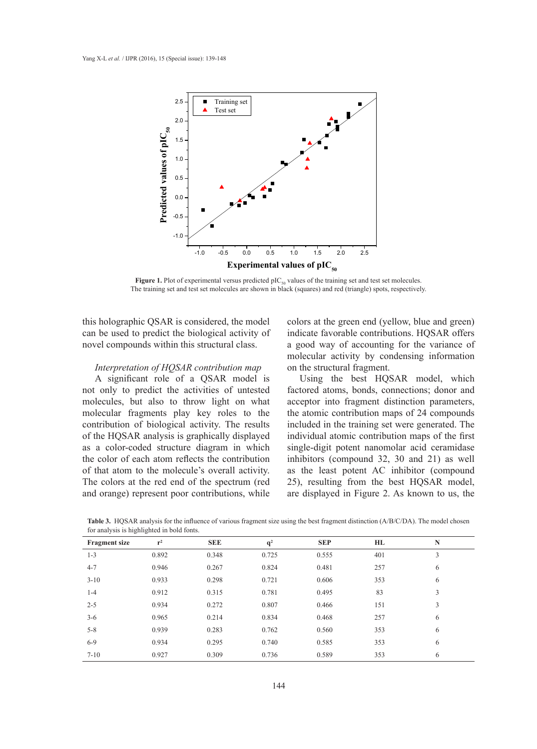Figure 1. Plot of experimental versus predicted $pIC_{50}$ values of the training set and test set molecules. The training set and test set molecules are shown in black (squares) and red (triangle) spots, respectively.

this holographic QSAR is considered, the model can be used to predict the biological activity of novel compounds within this structural class.

*Interpretation of HQSAR contribution map*

A significant role of a QSAR model is not only to predict the activities of untested molecules, but also to throw light on what molecular fragments play key roles to the contribution of biological activity. The results of the HQSAR analysis is graphically displayed as a color-coded structure diagram in which the color of each atom reflects the contribution of that atom to the molecule's overall activity. The colors at the red end of the spectrum (red and orange) represent poor contributions, while colors at the green end (yellow, blue and green) indicate favorable contributions. HQSAR offers a good way of accounting for the variance of molecular activity by condensing information on the structural fragment.

Using the best HQSAR model, which factored atoms, bonds, connections; donor and acceptor into fragment distinction parameters, the atomic contribution maps of 24 compounds included in the training set were generated. The individual atomic contribution maps of the first single-digit potent nanomolar acid ceramidase inhibitors (compound 32, 30 and 21) as well as the least potent AC inhibitor (compound 25), resulting from the best HQSAR model, are displayed in Figure 2. As known to us, the

**Table 3.** HQSAR analysis for the influence of various fragment size using the best fragment distinction (A/B/C/DA). The model chosen for analysis is highlighted in bold fonts.

| Fragment size | $r^2$ | SEE | $q^2$ | SEP | HL | N |
|---|---|---|---|---|---|---|
| 1-3 | 0.892 | 0.348 | 0.725 | 0.555 | 401 | 3 |
| 4-7 | 0.946 | 0.267 | 0.824 | 0.481 | 257 | 6 |
| 3-10 | 0.933 | 0.298 | 0.721 | 0.606 | 353 | 6 |
| 1-4 | 0.912 | 0.315 | 0.781 | 0.495 | 83 | 3 |
| 2-5 | 0.934 | 0.272 | 0.807 | 0.466 | 151 | 3 |
| 3-6 | 0.965 | 0.214 | 0.834 | 0.468 | 257 | 6 |
| 5-8 | 0.939 | 0.283 | 0.762 | 0.560 | 353 | 6 |
| 6-9 | 0.934 | 0.295 | 0.740 | 0.585 | 353 | 6 |
| 7-10 | 0.927 | 0.309 | 0.736 | 0.589 | 353 | 6 |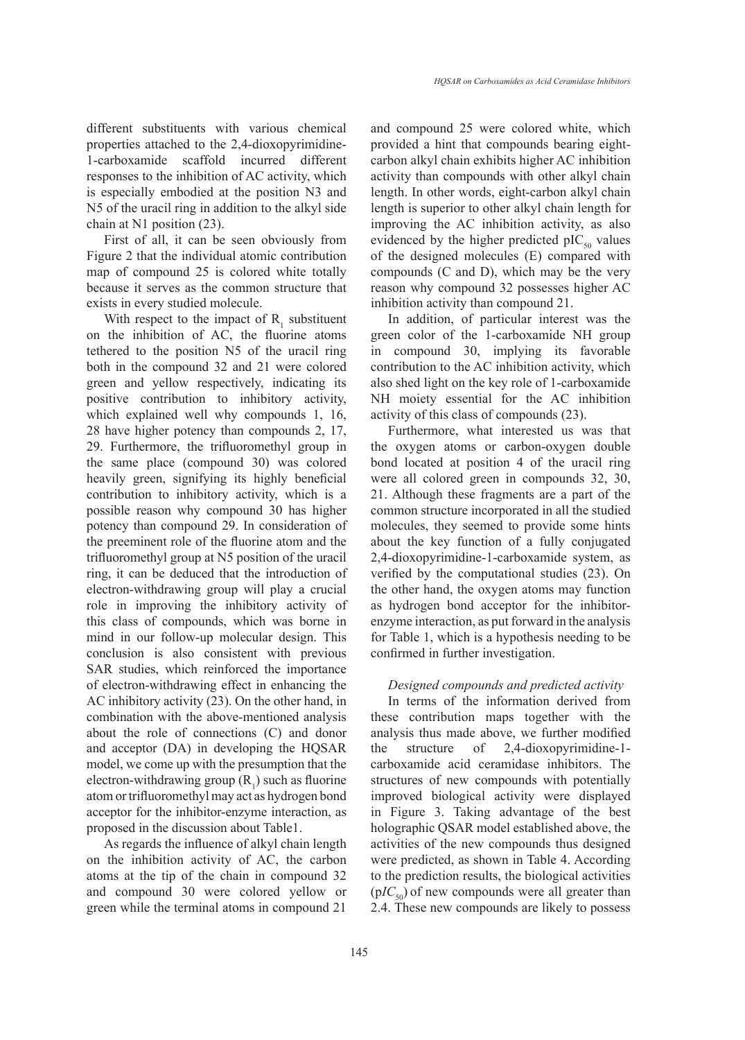different substituents with various chemical properties attached to the 2,4-dioxopyrimidine-1-carboxamide scaffold incurred different responses to the inhibition of AC activity, which is especially embodied at the position N3 and N5 of the uracil ring in addition to the alkyl side chain at N1 position (23).

First of all, it can be seen obviously from Figure 2 that the individual atomic contribution map of compound 25 is colored white totally because it serves as the common structure that exists in every studied molecule.

With respect to the impact of $R_1$ substituent on the inhibition of AC, the fluorine atoms tethered to the position N5 of the uracil ring both in the compound 32 and 21 were colored green and yellow respectively, indicating its positive contribution to inhibitory activity, which explained well why compounds 1, 16, 28 have higher potency than compounds 2, 17, 29. Furthermore, the trifluoromethyl group in the same place (compound 30) was colored heavily green, signifying its highly beneficial contribution to inhibitory activity, which is a possible reason why compound 30 has higher potency than compound 29. In consideration of the preeminent role of the fluorine atom and the trifluoromethyl group at N5 position of the uracil ring, it can be deduced that the introduction of electron-withdrawing group will play a crucial role in improving the inhibitory activity of this class of compounds, which was borne in mind in our follow-up molecular design. This conclusion is also consistent with previous SAR studies, which reinforced the importance of electron-withdrawing effect in enhancing the AC inhibitory activity (23). On the other hand, in combination with the above-mentioned analysis about the role of connections (C) and donor and acceptor (DA) in developing the HQSAR model, we come up with the presumption that the electron-withdrawing group ($R_1$) such as fluorine atom or trifluoromethyl may act as hydrogen bond acceptor for the inhibitor-enzyme interaction, as proposed in the discussion about Table1.

As regards the influence of alkyl chain length on the inhibition activity of AC, the carbon atoms at the tip of the chain in compound 32 and compound 30 were colored yellow or green while the terminal atoms in compound 21 and compound 25 were colored white, which provided a hint that compounds bearing eight-carbon alkyl chain exhibits higher AC inhibition activity than compounds with other alkyl chain length. In other words, eight-carbon alkyl chain length is superior to other alkyl chain length for improving the AC inhibition activity, as also evidenced by the higher predicted $pIC_{50}$ values of the designed molecules (E) compared with compounds (C and D), which may be the very reason why compound 32 possesses higher AC inhibition activity than compound 21.

In addition, of particular interest was the green color of the 1-carboxamide NH group in compound 30, implying its favorable contribution to the AC inhibition activity, which also shed light on the key role of 1-carboxamide NH moiety essential for the AC inhibition activity of this class of compounds (23).

Furthermore, what interested us was that the oxygen atoms or carbon-oxygen double bond located at position 4 of the uracil ring were all colored green in compounds 32, 30, 21. Although these fragments are a part of the common structure incorporated in all the studied molecules, they seemed to provide some hints about the key function of a fully conjugated 2,4-dioxopyrimidine-1-carboxamide system, as verified by the computational studies (23). On the other hand, the oxygen atoms may function as hydrogen bond acceptor for the inhibitor-enzyme interaction, as put forward in the analysis for Table 1, which is a hypothesis needing to be confirmed in further investigation.

### *Designed compounds and predicted activity*

In terms of the information derived from these contribution maps together with the analysis thus made above, we further modified the structure of 2,4-dioxopyrimidine-1-carboxamide acid ceramidase inhibitors. The structures of new compounds with potentially improved biological activity were displayed in Figure 3. Taking advantage of the best holographic QSAR model established above, the activities of the new compounds thus designed were predicted, as shown in Table 4. According to the prediction results, the biological activities ($pIC_{50}$) of new compounds were all greater than 2.4. These new compounds are likely to possess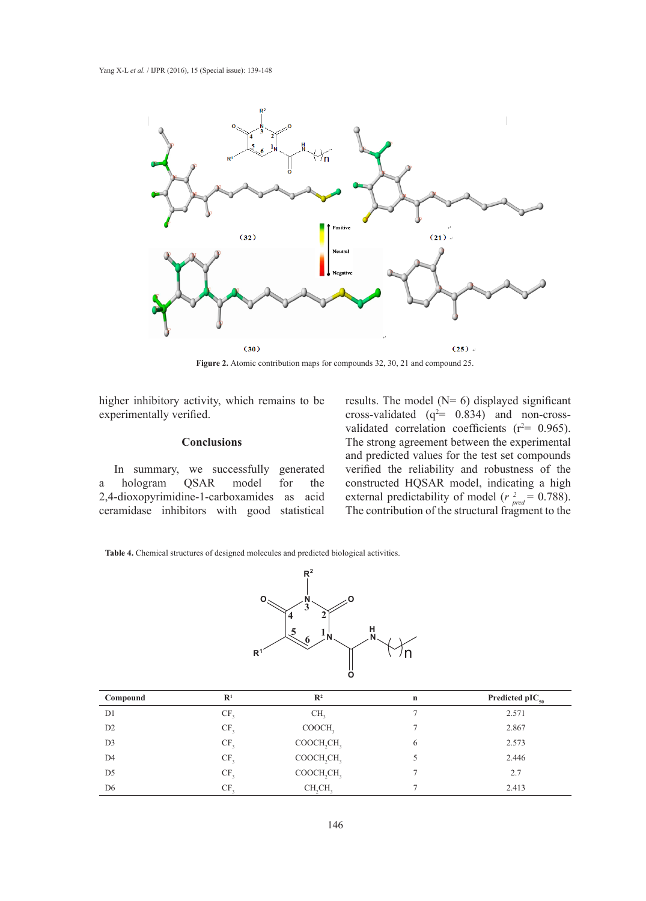Figure 2. Atomic contribution maps for compounds 32, 30, 21 and compound 25.

higher inhibitory activity, which remains to be experimentally verified.

## Conclusions

In summary, we successfully generated a hologram QSAR model for the 2,4-dioxopyrimidine-1-carboxamides as acid ceramidase inhibitors with good statistical results. The model (N= 6) displayed significant cross-validated ($q^2$= 0.834) and non-cross-validated correlation coefficients ($r^2$= 0.965). The strong agreement between the experimental and predicted values for the test set compounds verified the reliability and robustness of the constructed HQSAR model, indicating a high external predictability of model ($r^2_{pred}$ = 0.788). The contribution of the structural fragment to the

**Table 4.** Chemical structures of designed molecules and predicted biological activities.

| Compound | $R^1$ | $R^2$ | n | Predicted $pIC_{50}$ |
|---|---|---|---|---|
| D1 | $CF_3$ | $CH_3$ | 7 | 2.571 |
| D2 | $CF_3$ | $COOCH_3$ | 7 | 2.867 |
| D3 | $CF_3$ | $COOCH_2CH_3$ | 6 | 2.573 |
| D4 | $CF_3$ | $COOCH_2CH_3$ | 5 | 2.446 |
| D5 | $CF_3$ | $COOCH_2CH_3$ | 7 | 2.7 |
| D6 | $CF_3$ | $CH_2CH_3$ | 7 | 2.413 |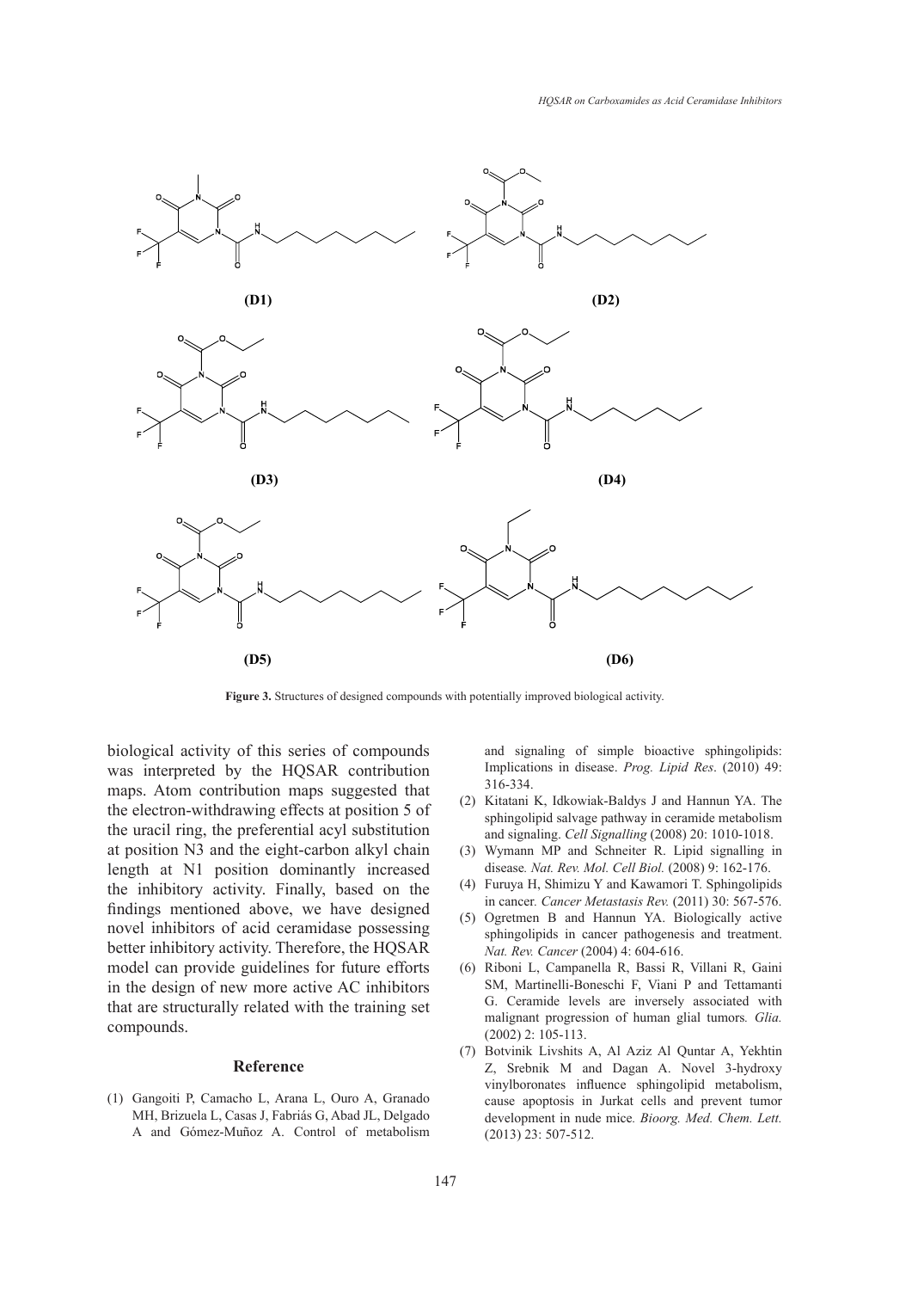**(D1)** **(D2)**

**(D3)** **(D4)**

**(D5)** **(D6)**

**Figure 3.** Structures of designed compounds with potentially improved biological activity.

biological activity of this series of compounds was interpreted by the HQSAR contribution maps. Atom contribution maps suggested that the electron-withdrawing effects at position 5 of the uracil ring, the preferential acyl substitution at position N3 and the eight-carbon alkyl chain length at N1 position dominantly increased the inhibitory activity. Finally, based on the findings mentioned above, we have designed novel inhibitors of acid ceramidase possessing better inhibitory activity. Therefore, the HQSAR model can provide guidelines for future efforts in the design of new more active AC inhibitors that are structurally related with the training set compounds.

## Reference

(1) Gangoiti P, Camacho L, Arana L, Ouro A, Granado MH, Brizuela L, Casas J, Fabriás G, Abad JL, Delgado A and Gómez-Muñoz A. Control of metabolism and signaling of simple bioactive sphingolipids: Implications in disease. *Prog. Lipid Res*. (2010) 49: 316-334.

(2) Kitatani K, Idkowiak-Baldys J and Hannun YA. The sphingolipid salvage pathway in ceramide metabolism and signaling. *Cell Signalling* (2008) 20: 1010-1018.

(3) Wymann MP and Schneiter R. Lipid signalling in disease*. Nat. Rev. Mol. Cell Biol*. (2008) 9: 162-176.

(4) Furuya H, Shimizu Y and Kawamori T. Sphingolipids in cancer*. Cancer Metastasis Rev.* (2011) 30: 567-576.

(5) Ogretmen B and Hannun YA. Biologically active sphingolipids in cancer pathogenesis and treatment. *Nat. Rev. Cancer* (2004) 4: 604-616.

(6) Riboni L, Campanella R, Bassi R, Villani R, Gaini SM, Martinelli-Boneschi F, Viani P and Tettamanti G. Ceramide levels are inversely associated with malignant progression of human glial tumors*. Glia.* (2002) 2: 105-113.

(7) Botvinik Livshits A, Al Aziz Al Quntar A, Yekhtin Z, Srebnik M and Dagan A. Novel 3-hydroxy vinylboronates influence sphingolipid metabolism, cause apoptosis in Jurkat cells and prevent tumor development in nude mice*. Bioorg. Med. Chem. Lett.* (2013) 23: 507-512.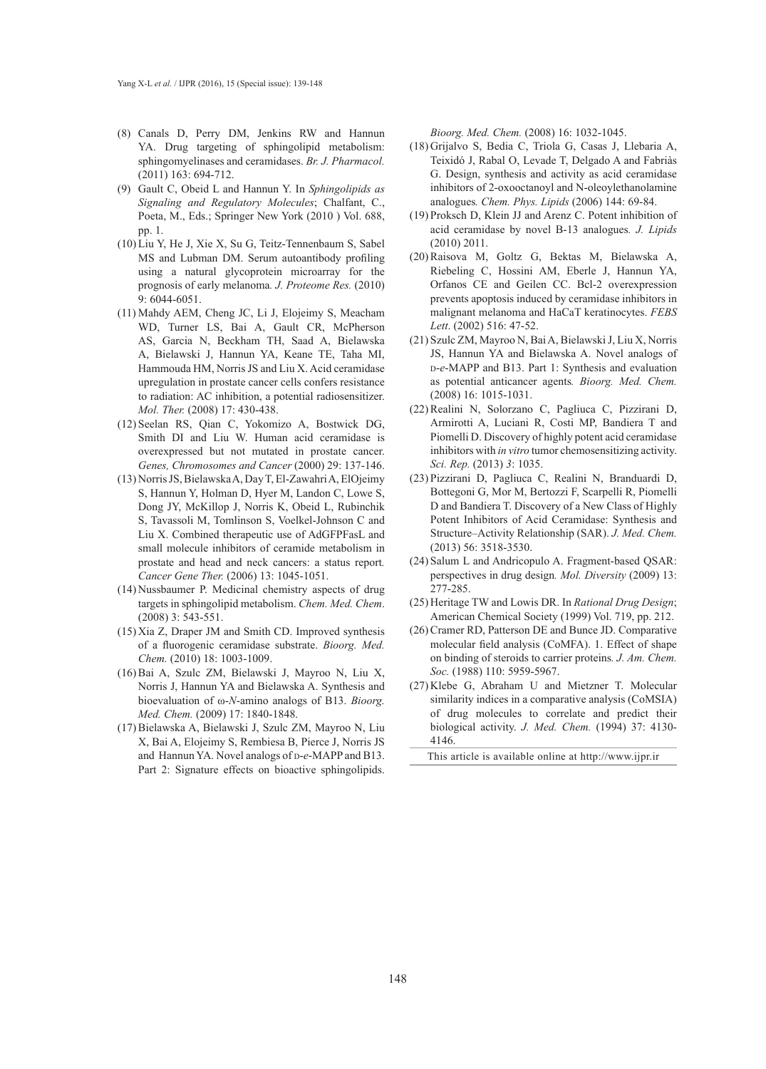(8) Canals D, Perry DM, Jenkins RW and Hannun YA. Drug targeting of sphingolipid metabolism: sphingomyelinases and ceramidases. *Br. J. Pharmacol.* (2011) 163: 694-712.

(9) Gault C, Obeid L and Hannun Y. In *Sphingolipids as Signaling and Regulatory Molecules*; Chalfant, C., Poeta, M., Eds.; Springer New York (2010 ) Vol. 688, pp. 1.

(10) Liu Y, He J, Xie X, Su G, Teitz-Tennenbaum S, Sabel MS and Lubman DM. Serum autoantibody profiling using a natural glycoprotein microarray for the prognosis of early melanoma. *J. Proteome Res.* (2010) 9: 6044-6051.

(11) Mahdy AEM, Cheng JC, Li J, Elojeimy S, Meacham WD, Turner LS, Bai A, Gault CR, McPherson AS, Garcia N, Beckham TH, Saad A, Bielawska A, Bielawski J, Hannun YA, Keane TE, Taha MI, Hammouda HM, Norris JS and Liu X. Acid ceramidase upregulation in prostate cancer cells confers resistance to radiation: AC inhibition, a potential radiosensitizer. *Mol. Ther.* (2008) 17: 430-438.

(12) Seelan RS, Qian C, Yokomizo A, Bostwick DG, Smith DI and Liu W. Human acid ceramidase is overexpressed but not mutated in prostate cancer. *Genes, Chromosomes and Cancer* (2000) 29: 137-146.

(13) Norris JS, Bielawska A, Day T, El-Zawahri A, ElOjeimy S, Hannun Y, Holman D, Hyer M, Landon C, Lowe S, Dong JY, McKillop J, Norris K, Obeid L, Rubinchik S, Tavassoli M, Tomlinson S, Voelkel-Johnson C and Liu X. Combined therapeutic use of AdGFPFasL and small molecule inhibitors of ceramide metabolism in prostate and head and neck cancers: a status report. *Cancer Gene Ther.* (2006) 13: 1045-1051.

(14) Nussbaumer P. Medicinal chemistry aspects of drug targets in sphingolipid metabolism. *Chem. Med. Chem*. (2008) 3: 543-551.

(15) Xia Z, Draper JM and Smith CD. Improved synthesis of a fluorogenic ceramidase substrate. *Bioorg. Med. Chem.* (2010) 18: 1003-1009.

(16) Bai A, Szulc ZM, Bielawski J, Mayroo N, Liu X, Norris J, Hannun YA and Bielawska A. Synthesis and bioevaluation of ω-*N*-amino analogs of B13. *Bioorg. Med. Chem.* (2009) 17: 1840-1848.

(17) Bielawska A, Bielawski J, Szulc ZM, Mayroo N, Liu X, Bai A, Elojeimy S, Rembiesa B, Pierce J, Norris JS and Hannun YA. Novel analogs of D-*e*-MAPP and B13. Part 2: Signature effects on bioactive sphingolipids. *Bioorg. Med. Chem.* (2008) 16: 1032-1045.

(18) Grijalvo S, Bedia C, Triola G, Casas J, Llebaria A, Teixidó J, Rabal O, Levade T, Delgado A and Fabriàs G. Design, synthesis and activity as acid ceramidase inhibitors of 2-oxooctanoyl and N-oleoylethanolamine analogues. *Chem. Phys. Lipids* (2006) 144: 69-84.

(19) Proksch D, Klein JJ and Arenz C. Potent inhibition of acid ceramidase by novel B-13 analogues. *J. Lipids* (2010) 2011.

(20) Raisova M, Goltz G, Bektas M, Bielawska A, Riebeling C, Hossini AM, Eberle J, Hannun YA, Orfanos CE and Geilen CC. Bcl-2 overexpression prevents apoptosis induced by ceramidase inhibitors in malignant melanoma and HaCaT keratinocytes. *FEBS Lett*. (2002) 516: 47-52.

(21) Szulc ZM, Mayroo N, Bai A, Bielawski J, Liu X, Norris JS, Hannun YA and Bielawska A. Novel analogs of D-*e*-MAPP and B13. Part 1: Synthesis and evaluation as potential anticancer agents. *Bioorg. Med. Chem.* (2008) 16: 1015-1031.

(22) Realini N, Solorzano C, Pagliuca C, Pizzirani D, Armirotti A, Luciani R, Costi MP, Bandiera T and Piomelli D. Discovery of highly potent acid ceramidase inhibitors with *in vitro* tumor chemosensitizing activity. *Sci. Rep.* (2013) *3*: 1035.

(23) Pizzirani D, Pagliuca C, Realini N, Branduardi D, Bottegoni G, Mor M, Bertozzi F, Scarpelli R, Piomelli D and Bandiera T. Discovery of a New Class of Highly Potent Inhibitors of Acid Ceramidase: Synthesis and Structure–Activity Relationship (SAR). *J. Med. Chem.* (2013) 56: 3518-3530.

(24) Salum L and Andricopulo A. Fragment-based QSAR: perspectives in drug design. *Mol. Diversity* (2009) 13: 277-285.

(25) Heritage TW and Lowis DR. In *Rational Drug Design*; American Chemical Society (1999) Vol. 719, pp. 212.

(26) Cramer RD, Patterson DE and Bunce JD. Comparative molecular field analysis (CoMFA). 1. Effect of shape on binding of steroids to carrier proteins. *J. Am. Chem. Soc.* (1988) 110: 5959-5967.

(27) Klebe G, Abraham U and Mietzner T. Molecular similarity indices in a comparative analysis (CoMSIA) of drug molecules to correlate and predict their biological activity. *J. Med. Chem.* (1994) 37: 4130-4146.

This article is available online at http://www.ijpr.ir